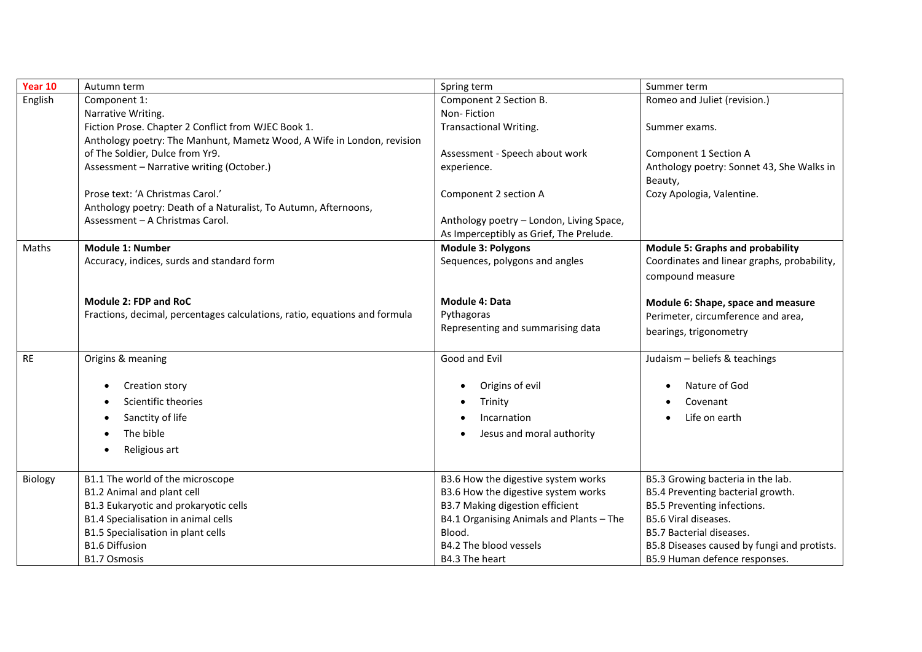| Year 10 | Autumn term | Spring term | Summer term |
|---|---|---|---|
| English | Component 1:<br>Narrative Writing.<br>Fiction Prose. Chapter 2 Conflict from WJEC Book 1.<br>Anthology poetry: The Manhunt, Mametz Wood, A Wife in London, revision of The Soldier, Dulce from Yr9.<br>Assessment – Narrative writing (October.)<br><br>Prose text: 'A Christmas Carol.'<br>Anthology poetry: Death of a Naturalist, To Autumn, Afternoons,<br>Assessment – A Christmas Carol. | Component 2 Section B.<br>Non- Fiction<br>Transactional Writing.<br><br>Assessment - Speech about work experience.<br><br>Component 2 section A<br><br>Anthology poetry – London, Living Space, As Imperceptibly as Grief, The Prelude. | Romeo and Juliet (revision.)<br><br>Summer exams.<br><br>Component 1 Section A<br>Anthology poetry: Sonnet 43, She Walks in Beauty,<br>Cozy Apologia, Valentine. |
| Maths | **Module 1: Number**<br>Accuracy, indices, surds and standard form<br><br>**Module 2: FDP and RoC**<br>Fractions, decimal, percentages calculations, ratio, equations and formula | **Module 3: Polygons**<br>Sequences, polygons and angles<br><br>**Module 4: Data**<br>Pythagoras<br>Representing and summarising data | **Module 5: Graphs and probability**<br>Coordinates and linear graphs, probability, compound measure<br><br>**Module 6: Shape, space and measure**<br>Perimeter, circumference and area, bearings, trigonometry |
| RE | Origins & meaning<br>• Creation story<br>• Scientific theories<br>• Sanctity of life<br>• The bible<br>• Religious art | Good and Evil<br>• Origins of evil<br>• Trinity<br>• Incarnation<br>• Jesus and moral authority | Judaism – beliefs & teachings<br>• Nature of God<br>• Covenant<br>• Life on earth |
| Biology | B1.1 The world of the microscope<br>B1.2 Animal and plant cell<br>B1.3 Eukaryotic and prokaryotic cells<br>B1.4 Specialisation in animal cells<br>B1.5 Specialisation in plant cells<br>B1.6 Diffusion<br>B1.7 Osmosis | B3.6 How the digestive system works<br>B3.6 How the digestive system works<br>B3.7 Making digestion efficient<br>B4.1 Organising Animals and Plants – The Blood.<br>B4.2 The blood vessels<br>B4.3 The heart | B5.3 Growing bacteria in the lab.<br>B5.4 Preventing bacterial growth.<br>B5.5 Preventing infections.<br>B5.6 Viral diseases.<br>B5.7 Bacterial diseases.<br>B5.8 Diseases caused by fungi and protists.<br>B5.9 Human defence responses. |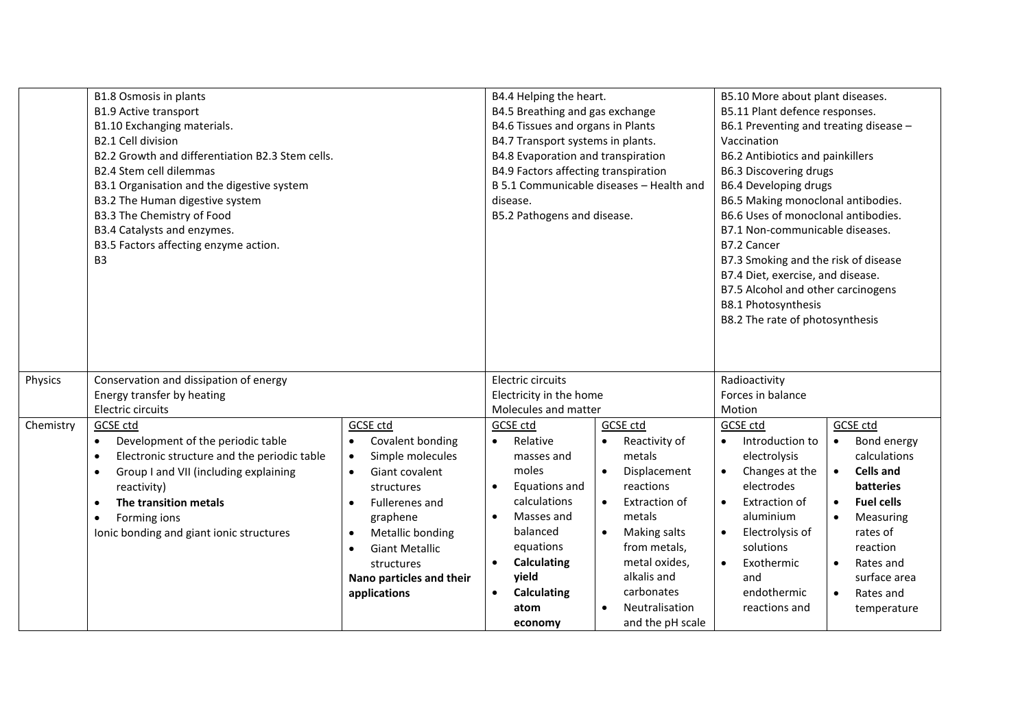| | | | | | | |
|---|---|---|---|---|---|---|
| | B1.8 Osmosis in plants<br>B1.9 Active transport<br>B1.10 Exchanging materials.<br>B2.1 Cell division<br>B2.2 Growth and differentiation B2.3 Stem cells.<br>B2.4 Stem cell dilemmas<br>B3.1 Organisation and the digestive system<br>B3.2 The Human digestive system<br>B3.3 The Chemistry of Food<br>B3.4 Catalysts and enzymes.<br>B3.5 Factors affecting enzyme action.<br>B3 | | B4.4 Helping the heart.<br>B4.5 Breathing and gas exchange<br>B4.6 Tissues and organs in Plants<br>B4.7 Transport systems in plants.<br>B4.8 Evaporation and transpiration<br>B4.9 Factors affecting transpiration<br>B 5.1 Communicable diseases – Health and disease.<br>B5.2 Pathogens and disease. | | B5.10 More about plant diseases.<br>B5.11 Plant defence responses.<br>B6.1 Preventing and treating disease – Vaccination<br>B6.2 Antibiotics and painkillers<br>B6.3 Discovering drugs<br>B6.4 Developing drugs<br>B6.5 Making monoclonal antibodies.<br>B6.6 Uses of monoclonal antibodies.<br>B7.1 Non-communicable diseases.<br>B7.2 Cancer<br>B7.3 Smoking and the risk of disease<br>B7.4 Diet, exercise, and disease.<br>B7.5 Alcohol and other carcinogens<br>B8.1 Photosynthesis<br>B8.2 The rate of photosynthesis | |
| Physics | Conservation and dissipation of energy<br>Energy transfer by heating<br>Electric circuits | | Electric circuits<br>Electricity in the home<br>Molecules and matter | | Radioactivity<br>Forces in balance<br>Motion | |
| Chemistry | GCSE ctd<br>• Development of the periodic table<br>• Electronic structure and the periodic table<br>• Group I and VII (including explaining reactivity)<br>• **The transition metals**<br>• Forming ions<br>Ionic bonding and giant ionic structures | GCSE ctd<br>• Covalent bonding<br>• Simple molecules<br>• Giant covalent structures<br>• Fullerenes and graphene<br>• Metallic bonding<br>• Giant Metallic structures<br>**Nano particles and their applications** | GCSE ctd<br>• Relative masses and moles<br>• Equations and calculations<br>• Masses and balanced equations<br>• **Calculating yield**<br>• **Calculating atom economy** | GCSE ctd<br>• Reactivity of metals<br>• Displacement reactions<br>• Extraction of metals<br>• Making salts from metals, metal oxides, alkalis and carbonates<br>• Neutralisation and the pH scale | GCSE ctd<br>• Introduction to electrolysis<br>• Changes at the electrodes<br>• Extraction of aluminium<br>• Electrolysis of solutions<br>• Exothermic and endothermic reactions and | GCSE ctd<br>• Bond energy calculations<br>• **Cells and batteries**<br>• **Fuel cells**<br>• Measuring rates of reaction<br>• Rates and surface area<br>• Rates and temperature |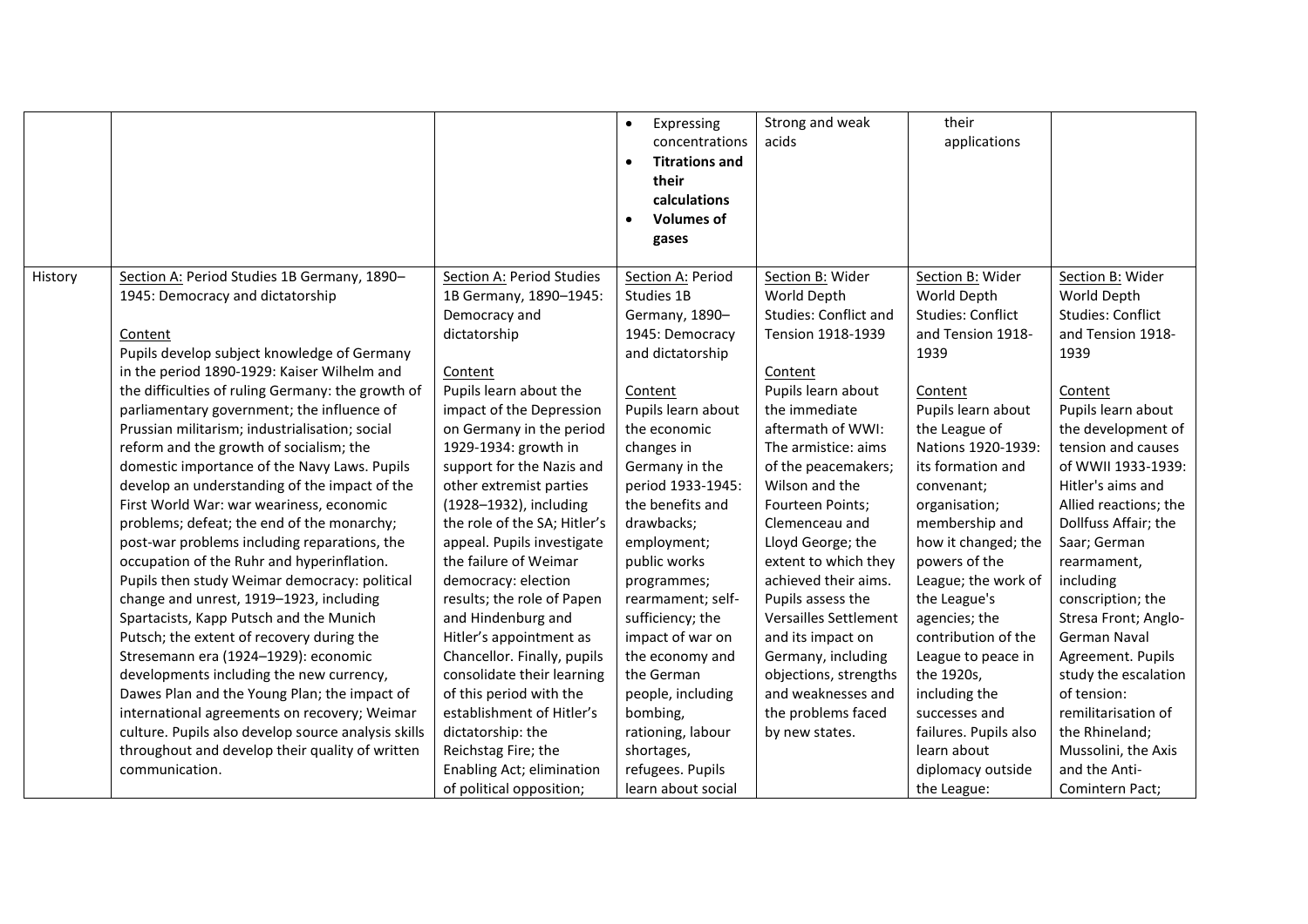| | | | | | | |
|---|---|---|---|---|---|---|
| | | | • Expressing concentrations<br>• **Titrations and their calculations**<br>• **Volumes of gases** | Strong and weak acids | their applications | |
| History | Section A: Period Studies 1B Germany, 1890–1945: Democracy and dictatorship<br><br>Content<br>Pupils develop subject knowledge of Germany in the period 1890-1929: Kaiser Wilhelm and the difficulties of ruling Germany: the growth of parliamentary government; the influence of Prussian militarism; industrialisation; social reform and the growth of socialism; the domestic importance of the Navy Laws. Pupils develop an understanding of the impact of the First World War: war weariness, economic problems; defeat; the end of the monarchy; post-war problems including reparations, the occupation of the Ruhr and hyperinflation. Pupils then study Weimar democracy: political change and unrest, 1919–1923, including Spartacists, Kapp Putsch and the Munich Putsch; the extent of recovery during the Stresemann era (1924–1929): economic developments including the new currency, Dawes Plan and the Young Plan; the impact of international agreements on recovery; Weimar culture. Pupils also develop source analysis skills throughout and develop their quality of written communication. | Section A: Period Studies 1B Germany, 1890–1945: Democracy and dictatorship<br><br>Content<br>Pupils learn about the impact of the Depression on Germany in the period 1929-1934: growth in support for the Nazis and other extremist parties (1928–1932), including the role of the SA; Hitler's appeal. Pupils investigate the failure of Weimar democracy: election results; the role of Papen and Hindenburg and Hitler's appointment as Chancellor. Finally, pupils consolidate their learning of this period with the establishment of Hitler's dictatorship: the Reichstag Fire; the Enabling Act; elimination of political opposition; | Section A: Period Studies 1B Germany, 1890–1945: Democracy and dictatorship<br><br>Content<br>Pupils learn about the economic changes in Germany in the period 1933-1945: the benefits and drawbacks; employment; public works programmes; rearmament; self-sufficiency; the impact of war on the economy and the German people, including bombing, rationing, labour shortages, refugees. Pupils learn about social | Section B: Wider World Depth Studies: Conflict and Tension 1918-1939<br><br>Content<br>Pupils learn about the immediate aftermath of WWI: The armistice: aims of the peacemakers; Wilson and the Fourteen Points; Clemenceau and Lloyd George; the extent to which they achieved their aims. Pupils assess the Versailles Settlement and its impact on Germany, including objections, strengths and weaknesses and the problems faced by new states. | Section B: Wider World Depth Studies: Conflict and Tension 1918-1939<br><br>Content<br>Pupils learn about the League of Nations 1920-1939: its formation and convenant; organisation; membership and how it changed; the powers of the League; the work of the League's agencies; the contribution of the League to peace in the 1920s, including the successes and failures. Pupils also learn about diplomacy outside the League: | Section B: Wider World Depth Studies: Conflict and Tension 1918-1939<br><br>Content<br>Pupils learn about the development of tension and causes of WWII 1933-1939: Hitler's aims and Allied reactions; the Dollfuss Affair; the Saar; German rearmament, including conscription; the Stresa Front; Anglo-German Naval Agreement. Pupils study the escalation of tension: remilitarisation of the Rhineland; Mussolini, the Axis and the Anti-Comintern Pact; |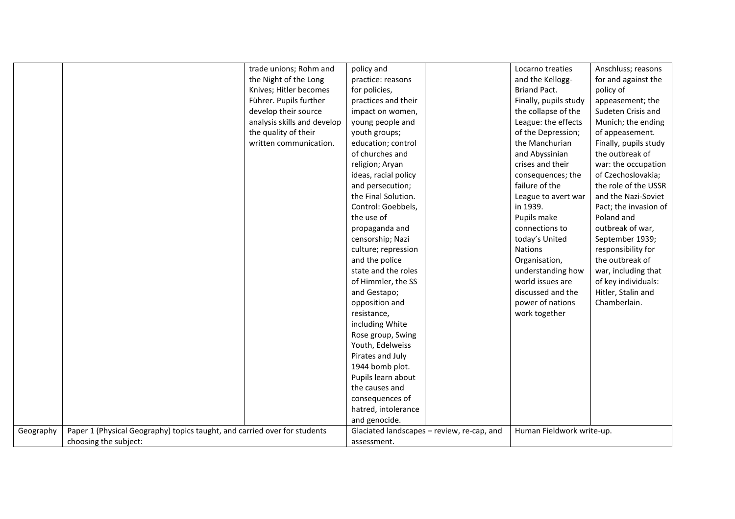| | | | | | | |
|---|---|---|---|---|---|---|
| | | trade unions; Rohm and the Night of the Long Knives; Hitler becomes Führer. Pupils further develop their source analysis skills and develop the quality of their written communication. | policy and practice: reasons for policies, practices and their impact on women, young people and youth groups; education; control of churches and religion; Aryan ideas, racial policy and persecution; the Final Solution. Control: Goebbels, the use of propaganda and censorship; Nazi culture; repression and the police state and the roles of Himmler, the SS and Gestapo; opposition and resistance, including White Rose group, Swing Youth, Edelweiss Pirates and July 1944 bomb plot. Pupils learn about the causes and consequences of hatred, intolerance and genocide. | | Locarno treaties and the Kellogg-Briand Pact. Finally, pupils study the collapse of the League: the effects of the Depression; the Manchurian and Abyssinian crises and their consequences; the failure of the League to avert war in 1939. Pupils make connections to today's United Nations Organisation, understanding how world issues are discussed and the power of nations work together | Anschluss; reasons for and against the policy of appeasement; the Sudeten Crisis and Munich; the ending of appeasement. Finally, pupils study the outbreak of war: the occupation of Czechoslovakia; the role of the USSR and the Nazi-Soviet Pact; the invasion of Poland and outbreak of war, September 1939; responsibility for the outbreak of war, including that of key individuals: Hitler, Stalin and Chamberlain. |
| Geography | Paper 1 (Physical Geography) topics taught, and carried over for students choosing the subject: | | Glaciated landscapes – review, re-cap, and assessment. | | Human Fieldwork write-up. | |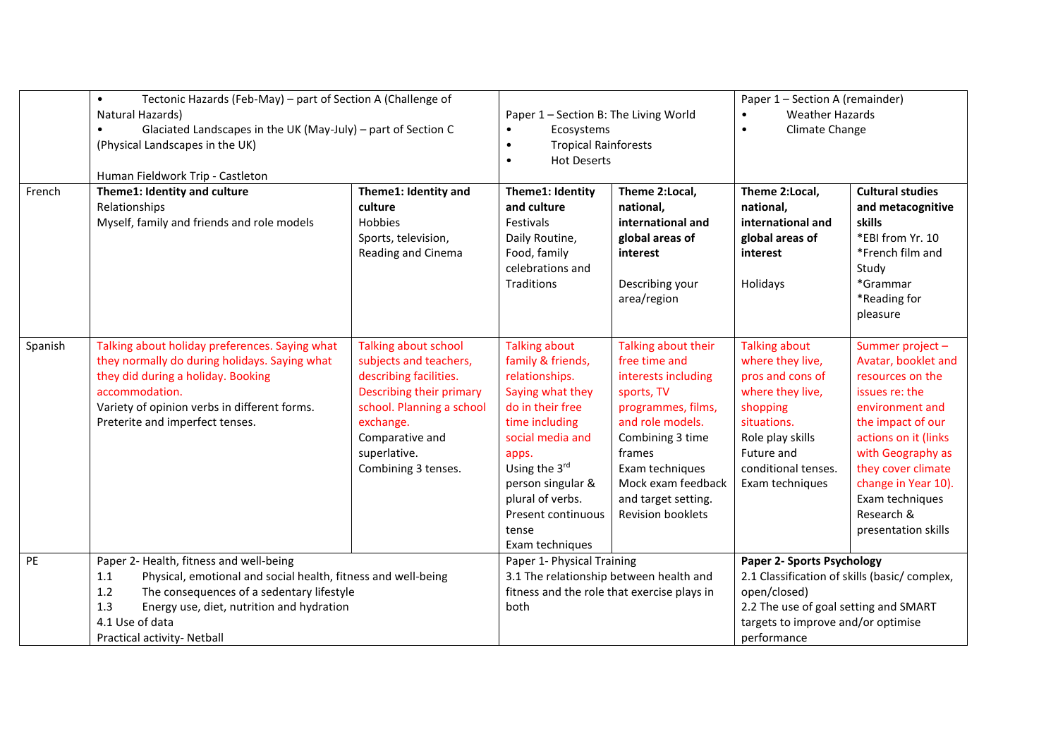| | | | | | | |
|---|---|---|---|---|---|---|
| | • Tectonic Hazards (Feb-May) – part of Section A (Challenge of Natural Hazards)<br>• Glaciated Landscapes in the UK (May-July) – part of Section C (Physical Landscapes in the UK)<br><br>Human Fieldwork Trip - Castleton | | Paper 1 – Section B: The Living World<br>• Ecosystems<br>• Tropical Rainforests<br>• Hot Deserts | | Paper 1 – Section A (remainder)<br>• Weather Hazards<br>• Climate Change | |
| French | **Theme1: Identity and culture**<br>Relationships<br>Myself, family and friends and role models | **Theme1: Identity and culture**<br>Hobbies<br>Sports, television, Reading and Cinema | **Theme1: Identity and culture**<br>Festivals<br>Daily Routine, Food, family celebrations and Traditions | **Theme 2:Local, national, international and global areas of interest**<br><br>Describing your area/region | **Theme 2:Local, national, international and global areas of interest**<br><br>Holidays | **Cultural studies and metacognitive skills**<br>*EBI from Yr. 10<br>*French film and Study<br>*Grammar<br>*Reading for pleasure |
| Spanish | Talking about holiday preferences. Saying what they normally do during holidays. Saying what they did during a holiday. Booking accommodation.<br>Variety of opinion verbs in different forms.<br>Preterite and imperfect tenses. | Talking about school subjects and teachers, describing facilities. Describing their primary school. Planning a school exchange.<br>Comparative and superlative.<br>Combining 3 tenses. | Talking about family & friends, relationships. Saying what they do in their free time including social media and apps.<br>Using the 3rd person singular & plural of verbs.<br>Present continuous tense<br>Exam techniques | Talking about their free time and interests including sports, TV programmes, films, and role models.<br>Combining 3 time frames<br>Exam techniques<br>Mock exam feedback and target setting.<br>Revision booklets | Talking about where they live, pros and cons of where they live, shopping situations.<br>Role play skills<br>Future and conditional tenses.<br>Exam techniques | Summer project – Avatar, booklet and resources on the issues re: the environment and the impact of our actions on it (links with Geography as they cover climate change in Year 10).<br>Exam techniques<br>Research & presentation skills |
| PE | Paper 2- Health, fitness and well-being<br>1.1 Physical, emotional and social health, fitness and well-being<br>1.2 The consequences of a sedentary lifestyle<br>1.3 Energy use, diet, nutrition and hydration<br>4.1 Use of data<br>Practical activity- Netball | | Paper 1- Physical Training<br>3.1 The relationship between health and fitness and the role that exercise plays in both | | **Paper 2- Sports Psychology**<br>2.1 Classification of skills (basic/ complex, open/closed)<br>2.2 The use of goal setting and SMART targets to improve and/or optimise performance | |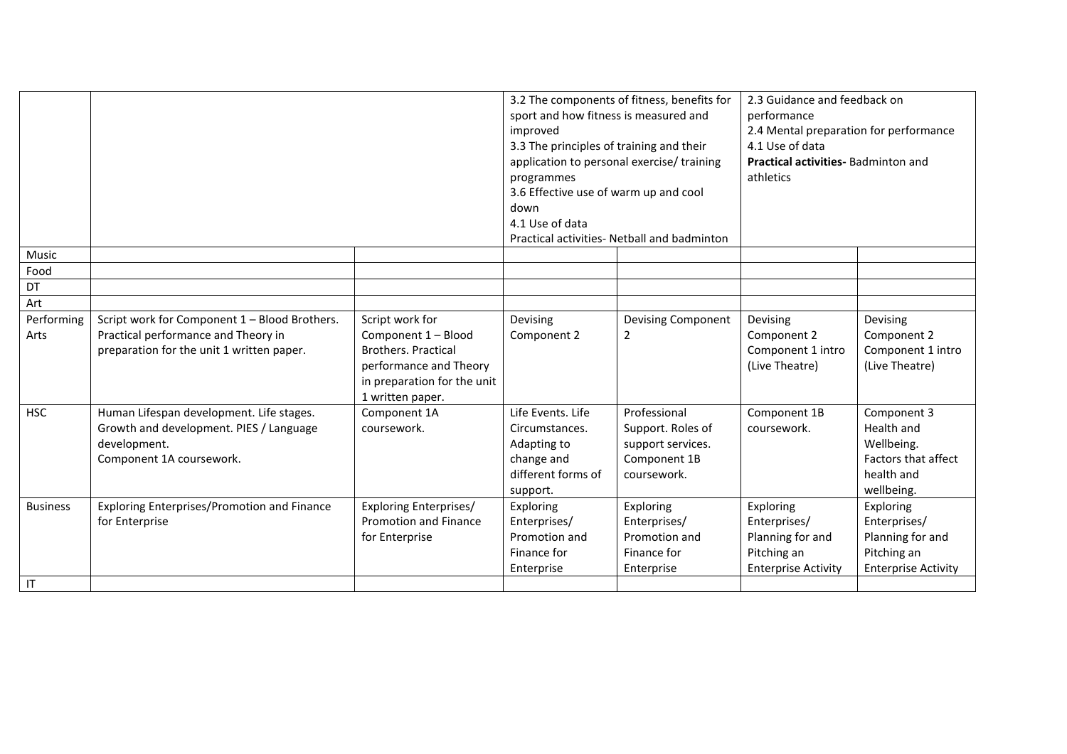| | | | | | | |
|---|---|---|---|---|---|---|
| | | | 3.2 The components of fitness, benefits for sport and how fitness is measured and improved<br>3.3 The principles of training and their application to personal exercise/ training programmes<br>3.6 Effective use of warm up and cool down<br>4.1 Use of data<br>Practical activities- Netball and badminton | | 2.3 Guidance and feedback on performance<br>2.4 Mental preparation for performance<br>4.1 Use of data<br>**Practical activities-** Badminton and athletics | |
| Music | | | | | | |
| Food | | | | | | |
| DT | | | | | | |
| Art | | | | | | |
| Performing Arts | Script work for Component 1 – Blood Brothers. Practical performance and Theory in preparation for the unit 1 written paper. | Script work for Component 1 – Blood Brothers. Practical performance and Theory in preparation for the unit 1 written paper. | Devising Component 2 | Devising Component 2 | Devising Component 2 Component 1 intro (Live Theatre) | Devising Component 2 Component 1 intro (Live Theatre) |
| HSC | Human Lifespan development. Life stages. Growth and development. PIES / Language development.<br>Component 1A coursework. | Component 1A coursework. | Life Events. Life Circumstances. Adapting to change and different forms of support. | Professional Support. Roles of support services. Component 1B coursework. | Component 1B coursework. | Component 3 Health and Wellbeing. Factors that affect health and wellbeing. |
| Business | Exploring Enterprises/Promotion and Finance for Enterprise | Exploring Enterprises/ Promotion and Finance for Enterprise | Exploring Enterprises/ Promotion and Finance for Enterprise | Exploring Enterprises/ Promotion and Finance for Enterprise | Exploring Enterprises/ Planning for and Pitching an Enterprise Activity | Exploring Enterprises/ Planning for and Pitching an Enterprise Activity |
| IT | | | | | | |